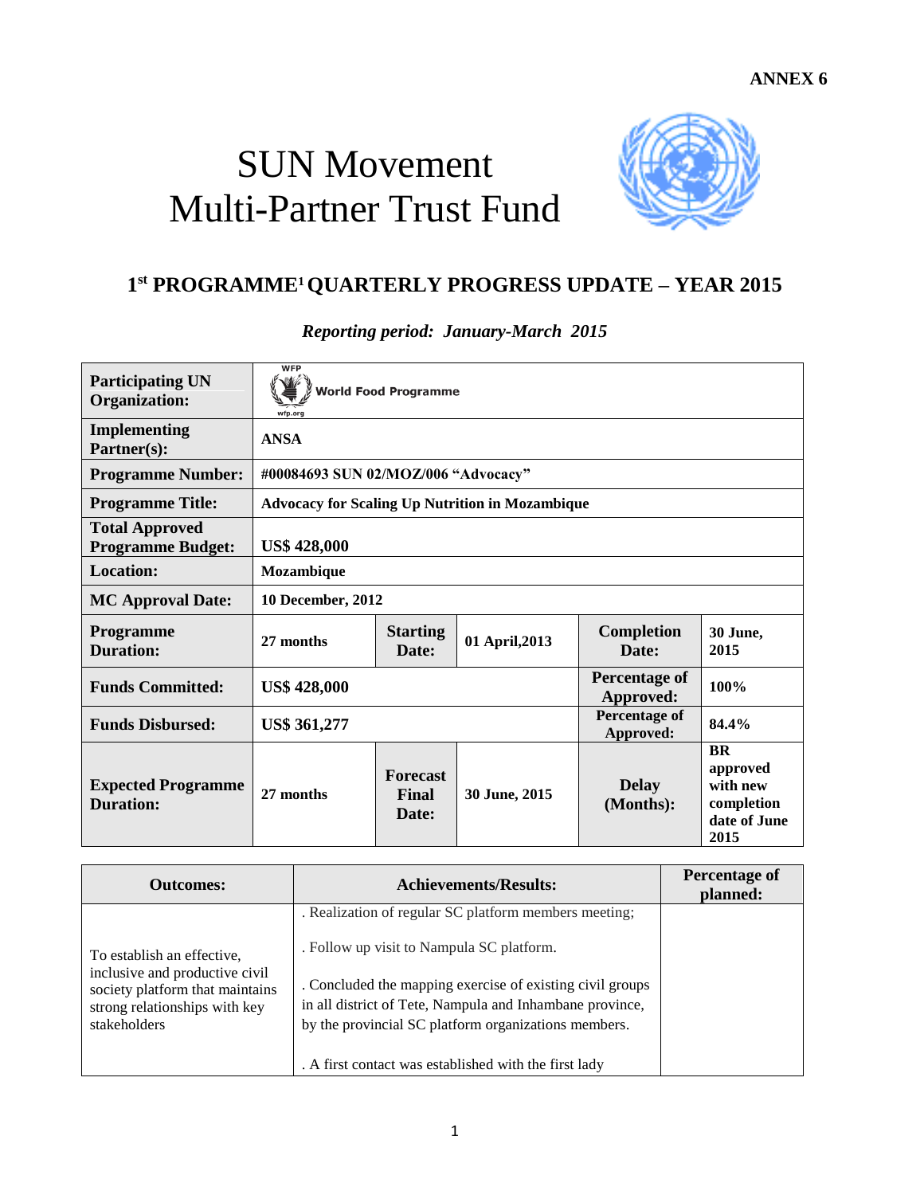**ANNEX 6**

# SUN Movement
# Multi-Partner Trust Fund

## 1st PROGRAMME[1] QUARTERLY PROGRESS UPDATE – YEAR 2015

*Reporting period: January-March 2015*

| **Participating UN Organization:** | World Food Programme | | | | |
|---|---|---|---|---|---|
| **Implementing Partner(s):** | **ANSA** | | | | |
| **Programme Number:** | **#00084693 SUN 02/MOZ/006 "Advocacy"** | | | | |
| **Programme Title:** | **Advocacy for Scaling Up Nutrition in Mozambique** | | | | |
| **Total Approved Programme Budget:** | **US$ 428,000** | | | | |
| **Location:** | **Mozambique** | | | | |
| **MC Approval Date:** | **10 December, 2012** | | | | |
| **Programme Duration:** | **27 months** | **Starting Date:** | **01 April,2013** | **Completion Date:** | **30 June, 2015** |
| **Funds Committed:** | **US$ 428,000** | | | **Percentage of Approved:** | **100%** |
| **Funds Disbursed:** | **US$ 361,277** | | | **Percentage of Approved:** | **84.4%** |
| **Expected Programme Duration:** | **27 months** | **Forecast Final Date:** | **30 June, 2015** | **Delay (Months):** | **BR approved with new completion date of June 2015** |

| Outcomes: | Achievements/Results: | Percentage of planned: |
|---|---|---|
| To establish an effective, inclusive and productive civil society platform that maintains strong relationships with key stakeholders | . Realization of regular SC platform members meeting;<br><br>. Follow up visit to Nampula SC platform.<br><br>. Concluded the mapping exercise of existing civil groups in all district of Tete, Nampula and Inhambane province, by the provincial SC platform organizations members.<br><br>. A first contact was established with the first lady | |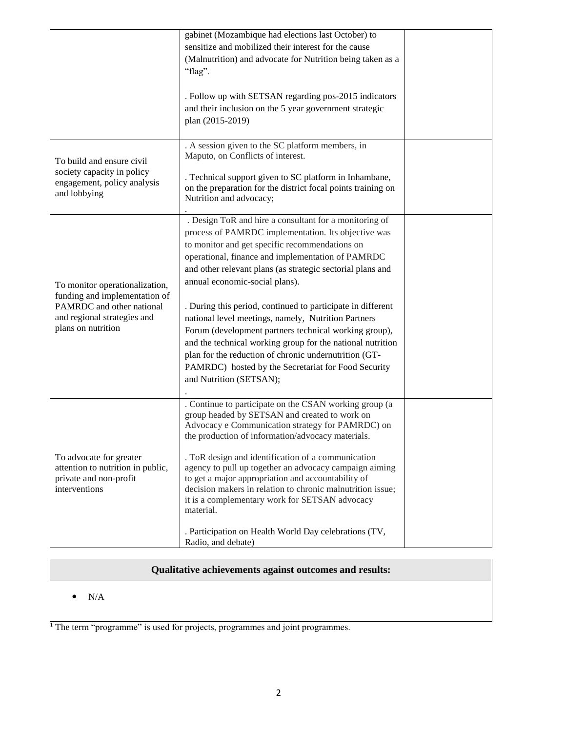| | | |
|---|---|---|
| | gabinet (Mozambique had elections last October) to sensitize and mobilized their interest for the cause (Malnutrition) and advocate for Nutrition being taken as a "flag".<br><br>. Follow up with SETSAN regarding pos-2015 indicators and their inclusion on the 5 year government strategic plan (2015-2019) | |
| To build and ensure civil society capacity in policy engagement, policy analysis and lobbying | . A session given to the SC platform members, in Maputo, on Conflicts of interest.<br><br>. Technical support given to SC platform in Inhambane, on the preparation for the district focal points training on Nutrition and advocacy;<br>. | |
| To monitor operationalization, funding and implementation of PAMRDC and other national and regional strategies and plans on nutrition | . Design ToR and hire a consultant for a monitoring of process of PAMRDC implementation. Its objective was to monitor and get specific recommendations on operational, finance and implementation of PAMRDC and other relevant plans (as strategic sectorial plans and annual economic-social plans).<br><br>. During this period, continued to participate in different national level meetings, namely, Nutrition Partners Forum (development partners technical working group), and the technical working group for the national nutrition plan for the reduction of chronic undernutrition (GT-PAMRDC) hosted by the Secretariat for Food Security and Nutrition (SETSAN);<br>. | |
| To advocate for greater attention to nutrition in public, private and non-profit interventions | . Continue to participate on the CSAN working group (a group headed by SETSAN and created to work on Advocacy e Communication strategy for PAMRDC) on the production of information/advocacy materials.<br><br>. ToR design and identification of a communication agency to pull up together an advocacy campaign aiming to get a major appropriation and accountability of decision makers in relation to chronic malnutrition issue; it is a complementary work for SETSAN advocacy material.<br><br>. Participation on Health World Day celebrations (TV, Radio, and debate) | |

| Qualitative achievements against outcomes and results: |
|---|
| • N/A |

[1] The term "programme" is used for projects, programmes and joint programmes.